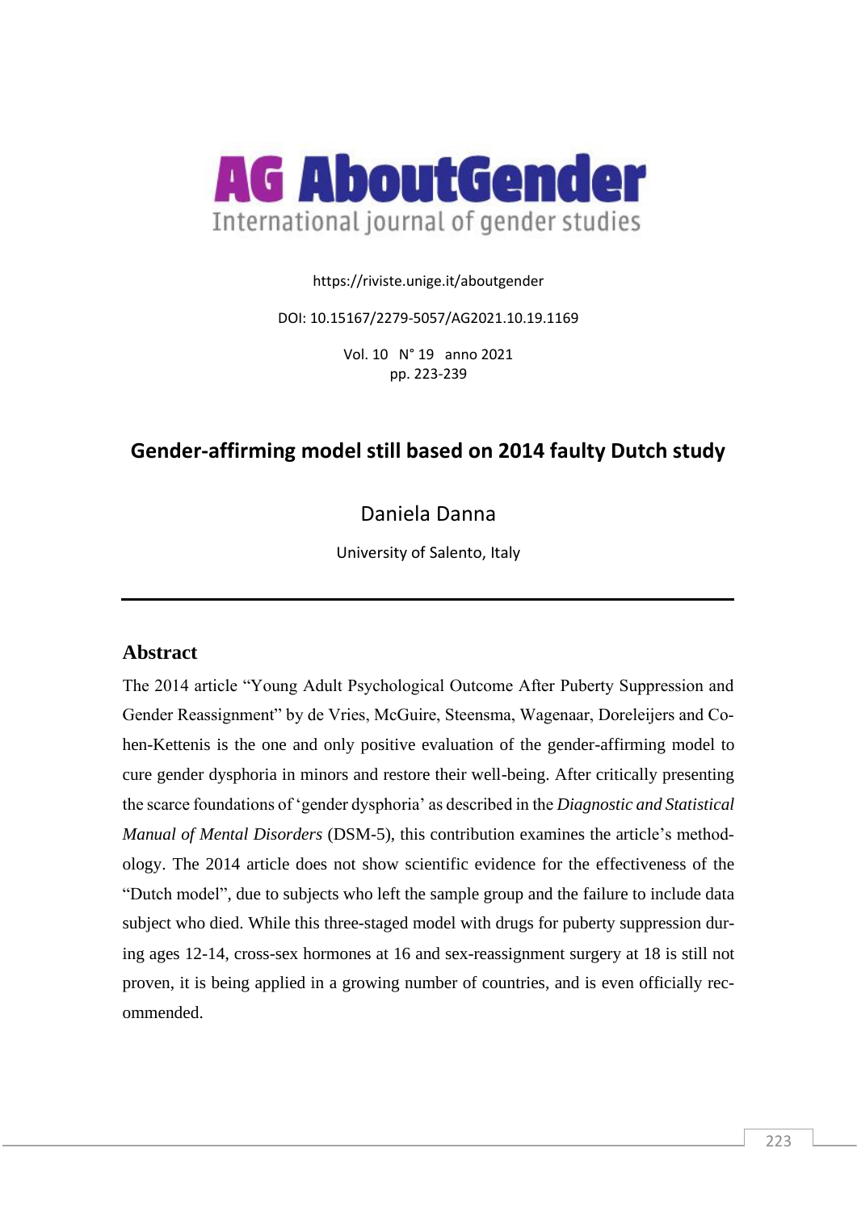# AG AboutGender

International journal of gender studies

https://riviste.unige.it/aboutgender

DOI: 10.15167/2279-5057/AG2021.10.19.1169

Vol. 10 N° 19 anno 2021
pp. 223-239

## Gender-affirming model still based on 2014 faulty Dutch study

Daniela Danna

University of Salento, Italy

---

### Abstract

The 2014 article "Young Adult Psychological Outcome After Puberty Suppression and Gender Reassignment" by de Vries, McGuire, Steensma, Wagenaar, Doreleijers and Cohen-Kettenis is the one and only positive evaluation of the gender-affirming model to cure gender dysphoria in minors and restore their well-being. After critically presenting the scarce foundations of 'gender dysphoria' as described in the *Diagnostic and Statistical Manual of Mental Disorders* (DSM-5), this contribution examines the article's methodology. The 2014 article does not show scientific evidence for the effectiveness of the "Dutch model", due to subjects who left the sample group and the failure to include data subject who died. While this three-staged model with drugs for puberty suppression during ages 12-14, cross-sex hormones at 16 and sex-reassignment surgery at 18 is still not proven, it is being applied in a growing number of countries, and is even officially recommended.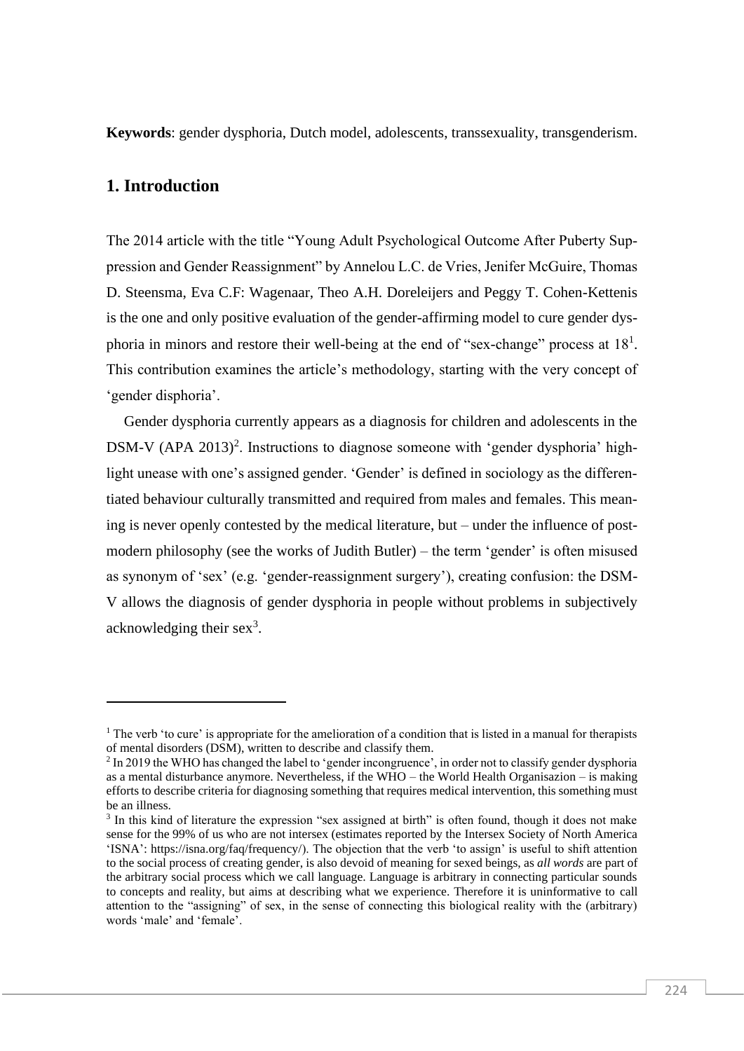**Keywords**: gender dysphoria, Dutch model, adolescents, transsexuality, transgenderism.

## 1. Introduction

The 2014 article with the title "Young Adult Psychological Outcome After Puberty Suppression and Gender Reassignment" by Annelou L.C. de Vries, Jenifer McGuire, Thomas D. Steensma, Eva C.F: Wagenaar, Theo A.H. Doreleijers and Peggy T. Cohen-Kettenis is the one and only positive evaluation of the gender-affirming model to cure gender dysphoria in minors and restore their well-being at the end of "sex-change" process at 18[1]. This contribution examines the article's methodology, starting with the very concept of 'gender disphoria'.

Gender dysphoria currently appears as a diagnosis for children and adolescents in the DSM-V (APA 2013)[2]. Instructions to diagnose someone with 'gender dysphoria' highlight unease with one's assigned gender. 'Gender' is defined in sociology as the differentiated behaviour culturally transmitted and required from males and females. This meaning is never openly contested by the medical literature, but – under the influence of postmodern philosophy (see the works of Judith Butler) – the term 'gender' is often misused as synonym of 'sex' (e.g. 'gender-reassignment surgery'), creating confusion: the DSM-V allows the diagnosis of gender dysphoria in people without problems in subjectively acknowledging their sex[3].

---

[1] The verb 'to cure' is appropriate for the amelioration of a condition that is listed in a manual for therapists of mental disorders (DSM), written to describe and classify them.

[2] In 2019 the WHO has changed the label to 'gender incongruence', in order not to classify gender dysphoria as a mental disturbance anymore. Nevertheless, if the WHO – the World Health Organisazion – is making efforts to describe criteria for diagnosing something that requires medical intervention, this something must be an illness.

[3] In this kind of literature the expression "sex assigned at birth" is often found, though it does not make sense for the 99% of us who are not intersex (estimates reported by the Intersex Society of North America 'ISNA': https://isna.org/faq/frequency/). The objection that the verb 'to assign' is useful to shift attention to the social process of creating gender, is also devoid of meaning for sexed beings, as *all words* are part of the arbitrary social process which we call language. Language is arbitrary in connecting particular sounds to concepts and reality, but aims at describing what we experience. Therefore it is uninformative to call attention to the "assigning" of sex, in the sense of connecting this biological reality with the (arbitrary) words 'male' and 'female'.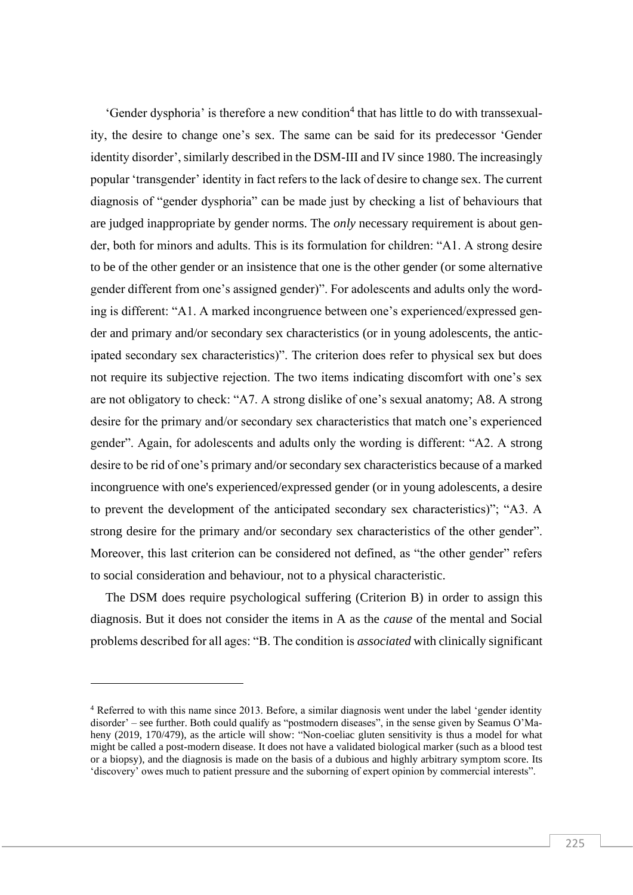'Gender dysphoria' is therefore a new condition[4] that has little to do with transsexuality, the desire to change one's sex. The same can be said for its predecessor 'Gender identity disorder', similarly described in the DSM-III and IV since 1980. The increasingly popular 'transgender' identity in fact refers to the lack of desire to change sex. The current diagnosis of "gender dysphoria" can be made just by checking a list of behaviours that are judged inappropriate by gender norms. The *only* necessary requirement is about gender, both for minors and adults. This is its formulation for children: "A1. A strong desire to be of the other gender or an insistence that one is the other gender (or some alternative gender different from one's assigned gender)". For adolescents and adults only the wording is different: "A1. A marked incongruence between one's experienced/expressed gender and primary and/or secondary sex characteristics (or in young adolescents, the anticipated secondary sex characteristics)". The criterion does refer to physical sex but does not require its subjective rejection. The two items indicating discomfort with one's sex are not obligatory to check: "A7. A strong dislike of one's sexual anatomy; A8. A strong desire for the primary and/or secondary sex characteristics that match one's experienced gender". Again, for adolescents and adults only the wording is different: "A2. A strong desire to be rid of one's primary and/or secondary sex characteristics because of a marked incongruence with one's experienced/expressed gender (or in young adolescents, a desire to prevent the development of the anticipated secondary sex characteristics)"; "A3. A strong desire for the primary and/or secondary sex characteristics of the other gender". Moreover, this last criterion can be considered not defined, as "the other gender" refers to social consideration and behaviour, not to a physical characteristic.

The DSM does require psychological suffering (Criterion B) in order to assign this diagnosis. But it does not consider the items in A as the *cause* of the mental and Social problems described for all ages: "B. The condition is *associated* with clinically significant

---

[4] Referred to with this name since 2013. Before, a similar diagnosis went under the label 'gender identity disorder' – see further. Both could qualify as "postmodern diseases", in the sense given by Seamus O'Maheny (2019, 170/479), as the article will show: "Non-coeliac gluten sensitivity is thus a model for what might be called a post-modern disease. It does not have a validated biological marker (such as a blood test or a biopsy), and the diagnosis is made on the basis of a dubious and highly arbitrary symptom score. Its 'discovery' owes much to patient pressure and the suborning of expert opinion by commercial interests".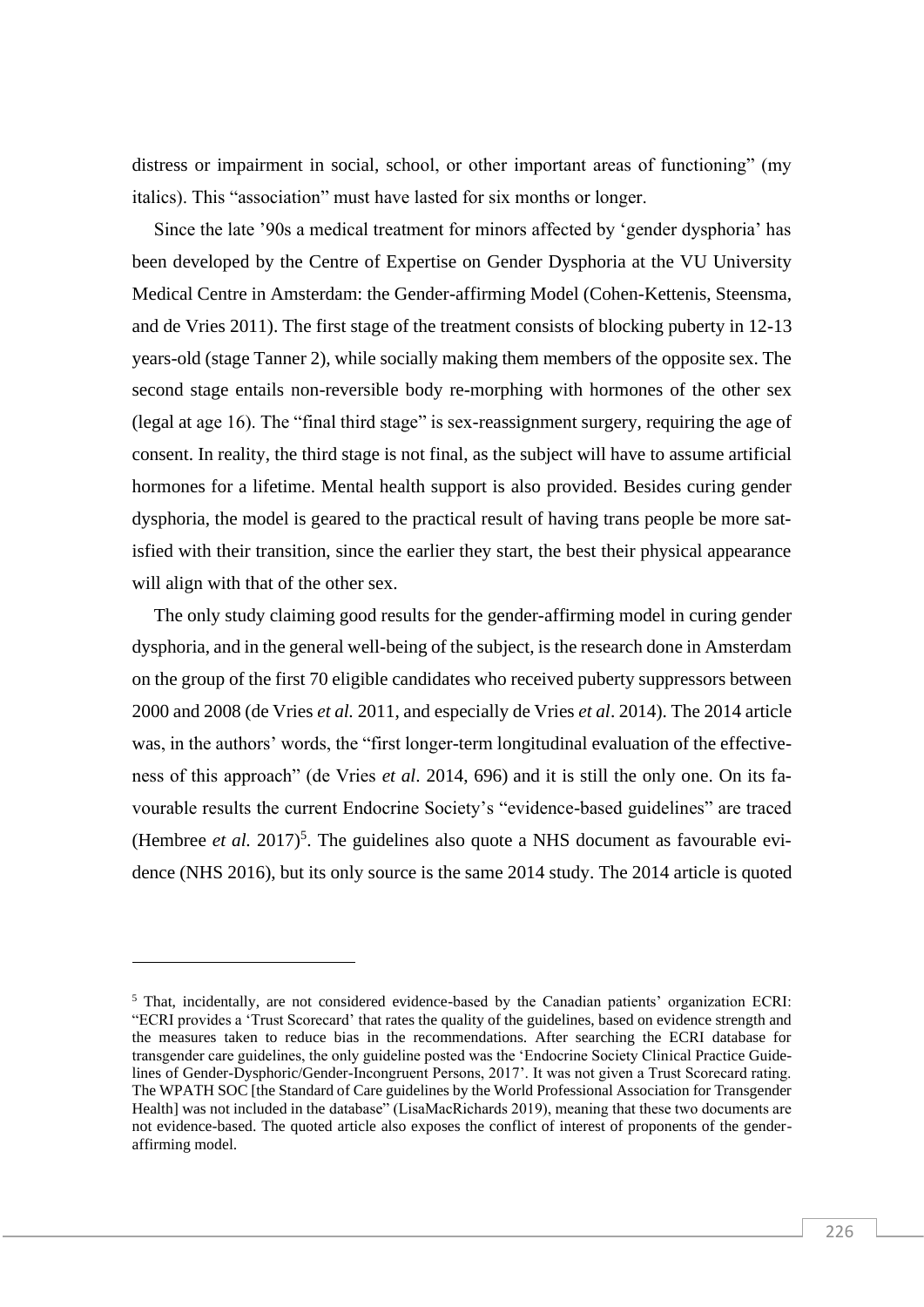distress or impairment in social, school, or other important areas of functioning" (my italics). This "association" must have lasted for six months or longer.

Since the late '90s a medical treatment for minors affected by 'gender dysphoria' has been developed by the Centre of Expertise on Gender Dysphoria at the VU University Medical Centre in Amsterdam: the Gender-affirming Model (Cohen-Kettenis, Steensma, and de Vries 2011). The first stage of the treatment consists of blocking puberty in 12-13 years-old (stage Tanner 2), while socially making them members of the opposite sex. The second stage entails non-reversible body re-morphing with hormones of the other sex (legal at age 16). The "final third stage" is sex-reassignment surgery, requiring the age of consent. In reality, the third stage is not final, as the subject will have to assume artificial hormones for a lifetime. Mental health support is also provided. Besides curing gender dysphoria, the model is geared to the practical result of having trans people be more satisfied with their transition, since the earlier they start, the best their physical appearance will align with that of the other sex.

The only study claiming good results for the gender-affirming model in curing gender dysphoria, and in the general well-being of the subject, is the research done in Amsterdam on the group of the first 70 eligible candidates who received puberty suppressors between 2000 and 2008 (de Vries *et al.* 2011, and especially de Vries *et al*. 2014). The 2014 article was, in the authors' words, the "first longer-term longitudinal evaluation of the effectiveness of this approach" (de Vries *et al*. 2014, 696) and it is still the only one. On its favourable results the current Endocrine Society's "evidence-based guidelines" are traced (Hembree *et al.* 2017)[5]. The guidelines also quote a NHS document as favourable evidence (NHS 2016), but its only source is the same 2014 study. The 2014 article is quoted

[5] That, incidentally, are not considered evidence-based by the Canadian patients' organization ECRI: "ECRI provides a 'Trust Scorecard' that rates the quality of the guidelines, based on evidence strength and the measures taken to reduce bias in the recommendations. After searching the ECRI database for transgender care guidelines, the only guideline posted was the 'Endocrine Society Clinical Practice Guidelines of Gender-Dysphoric/Gender-Incongruent Persons, 2017'. It was not given a Trust Scorecard rating. The WPATH SOC [the Standard of Care guidelines by the World Professional Association for Transgender Health] was not included in the database" (LisaMacRichards 2019), meaning that these two documents are not evidence-based. The quoted article also exposes the conflict of interest of proponents of the gender-affirming model.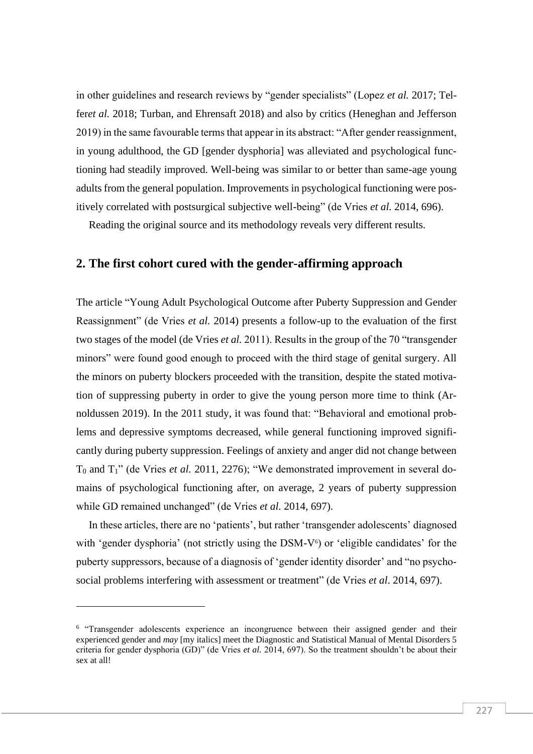in other guidelines and research reviews by "gender specialists" (Lopez *et al.* 2017; Telfer*et al.* 2018; Turban, and Ehrensaft 2018) and also by critics (Heneghan and Jefferson 2019) in the same favourable terms that appear in its abstract: "After gender reassignment, in young adulthood, the GD [gender dysphoria] was alleviated and psychological functioning had steadily improved. Well-being was similar to or better than same-age young adults from the general population. Improvements in psychological functioning were positively correlated with postsurgical subjective well-being" (de Vries *et al.* 2014, 696).

Reading the original source and its methodology reveals very different results.

## 2. The first cohort cured with the gender-affirming approach

The article "Young Adult Psychological Outcome after Puberty Suppression and Gender Reassignment" (de Vries *et al.* 2014) presents a follow-up to the evaluation of the first two stages of the model (de Vries *et al.* 2011). Results in the group of the 70 "transgender minors" were found good enough to proceed with the third stage of genital surgery. All the minors on puberty blockers proceeded with the transition, despite the stated motivation of suppressing puberty in order to give the young person more time to think (Arnoldussen 2019). In the 2011 study, it was found that: "Behavioral and emotional problems and depressive symptoms decreased, while general functioning improved significantly during puberty suppression. Feelings of anxiety and anger did not change between $T_0$ and $T_1$" (de Vries *et al.* 2011, 2276); "We demonstrated improvement in several domains of psychological functioning after, on average, 2 years of puberty suppression while GD remained unchanged" (de Vries *et al.* 2014, 697).

In these articles, there are no 'patients', but rather 'transgender adolescents' diagnosed with 'gender dysphoria' (not strictly using the DSM-V[6]) or 'eligible candidates' for the puberty suppressors, because of a diagnosis of 'gender identity disorder' and "no psychosocial problems interfering with assessment or treatment" (de Vries *et al*. 2014, 697).

---

[6] "Transgender adolescents experience an incongruence between their assigned gender and their experienced gender and *may* [my italics] meet the Diagnostic and Statistical Manual of Mental Disorders 5 criteria for gender dysphoria (GD)" (de Vries *et al.* 2014, 697). So the treatment shouldn't be about their sex at all!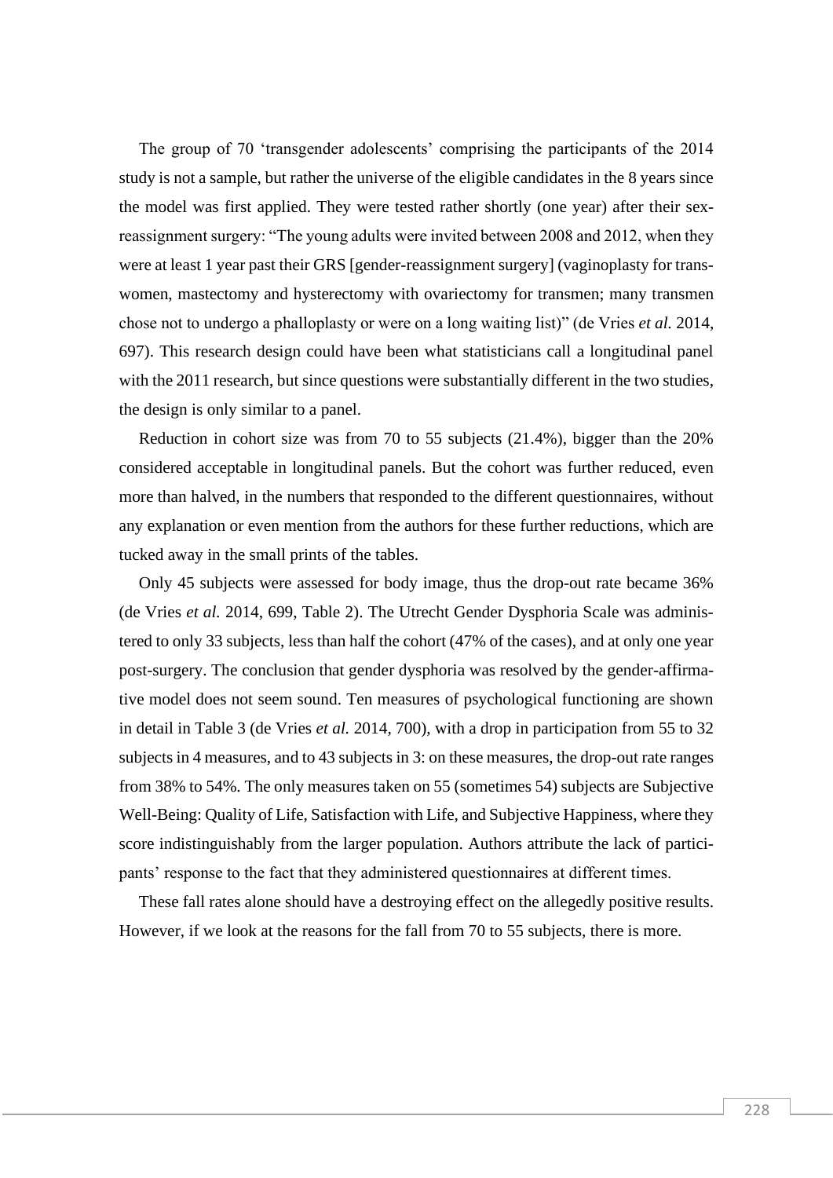The group of 70 'transgender adolescents' comprising the participants of the 2014 study is not a sample, but rather the universe of the eligible candidates in the 8 years since the model was first applied. They were tested rather shortly (one year) after their sex-reassignment surgery: "The young adults were invited between 2008 and 2012, when they were at least 1 year past their GRS [gender-reassignment surgery] (vaginoplasty for trans-women, mastectomy and hysterectomy with ovariectomy for transmen; many transmen chose not to undergo a phalloplasty or were on a long waiting list)" (de Vries *et al.* 2014, 697). This research design could have been what statisticians call a longitudinal panel with the 2011 research, but since questions were substantially different in the two studies, the design is only similar to a panel.

Reduction in cohort size was from 70 to 55 subjects (21.4%), bigger than the 20% considered acceptable in longitudinal panels. But the cohort was further reduced, even more than halved, in the numbers that responded to the different questionnaires, without any explanation or even mention from the authors for these further reductions, which are tucked away in the small prints of the tables.

Only 45 subjects were assessed for body image, thus the drop-out rate became 36% (de Vries *et al.* 2014, 699, Table 2). The Utrecht Gender Dysphoria Scale was administered to only 33 subjects, less than half the cohort (47% of the cases), and at only one year post-surgery. The conclusion that gender dysphoria was resolved by the gender-affirmative model does not seem sound. Ten measures of psychological functioning are shown in detail in Table 3 (de Vries *et al.* 2014, 700), with a drop in participation from 55 to 32 subjects in 4 measures, and to 43 subjects in 3: on these measures, the drop-out rate ranges from 38% to 54%. The only measures taken on 55 (sometimes 54) subjects are Subjective Well-Being: Quality of Life, Satisfaction with Life, and Subjective Happiness, where they score indistinguishably from the larger population. Authors attribute the lack of participants' response to the fact that they administered questionnaires at different times.

These fall rates alone should have a destroying effect on the allegedly positive results. However, if we look at the reasons for the fall from 70 to 55 subjects, there is more.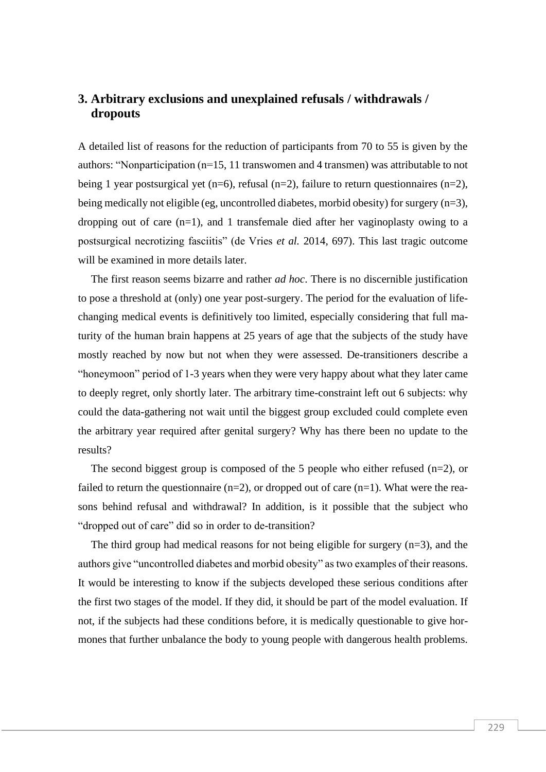## 3. Arbitrary exclusions and unexplained refusals / withdrawals / dropouts

A detailed list of reasons for the reduction of participants from 70 to 55 is given by the authors: "Nonparticipation (n=15, 11 transwomen and 4 transmen) was attributable to not being 1 year postsurgical yet (n=6), refusal (n=2), failure to return questionnaires (n=2), being medically not eligible (eg, uncontrolled diabetes, morbid obesity) for surgery (n=3), dropping out of care (n=1), and 1 transfemale died after her vaginoplasty owing to a postsurgical necrotizing fasciitis" (de Vries *et al.* 2014, 697). This last tragic outcome will be examined in more details later.

The first reason seems bizarre and rather *ad hoc*. There is no discernible justification to pose a threshold at (only) one year post-surgery. The period for the evaluation of life-changing medical events is definitively too limited, especially considering that full maturity of the human brain happens at 25 years of age that the subjects of the study have mostly reached by now but not when they were assessed. De-transitioners describe a "honeymoon" period of 1-3 years when they were very happy about what they later came to deeply regret, only shortly later. The arbitrary time-constraint left out 6 subjects: why could the data-gathering not wait until the biggest group excluded could complete even the arbitrary year required after genital surgery? Why has there been no update to the results?

The second biggest group is composed of the 5 people who either refused (n=2), or failed to return the questionnaire (n=2), or dropped out of care (n=1). What were the reasons behind refusal and withdrawal? In addition, is it possible that the subject who "dropped out of care" did so in order to de-transition?

The third group had medical reasons for not being eligible for surgery (n=3), and the authors give "uncontrolled diabetes and morbid obesity" as two examples of their reasons. It would be interesting to know if the subjects developed these serious conditions after the first two stages of the model. If they did, it should be part of the model evaluation. If not, if the subjects had these conditions before, it is medically questionable to give hormones that further unbalance the body to young people with dangerous health problems.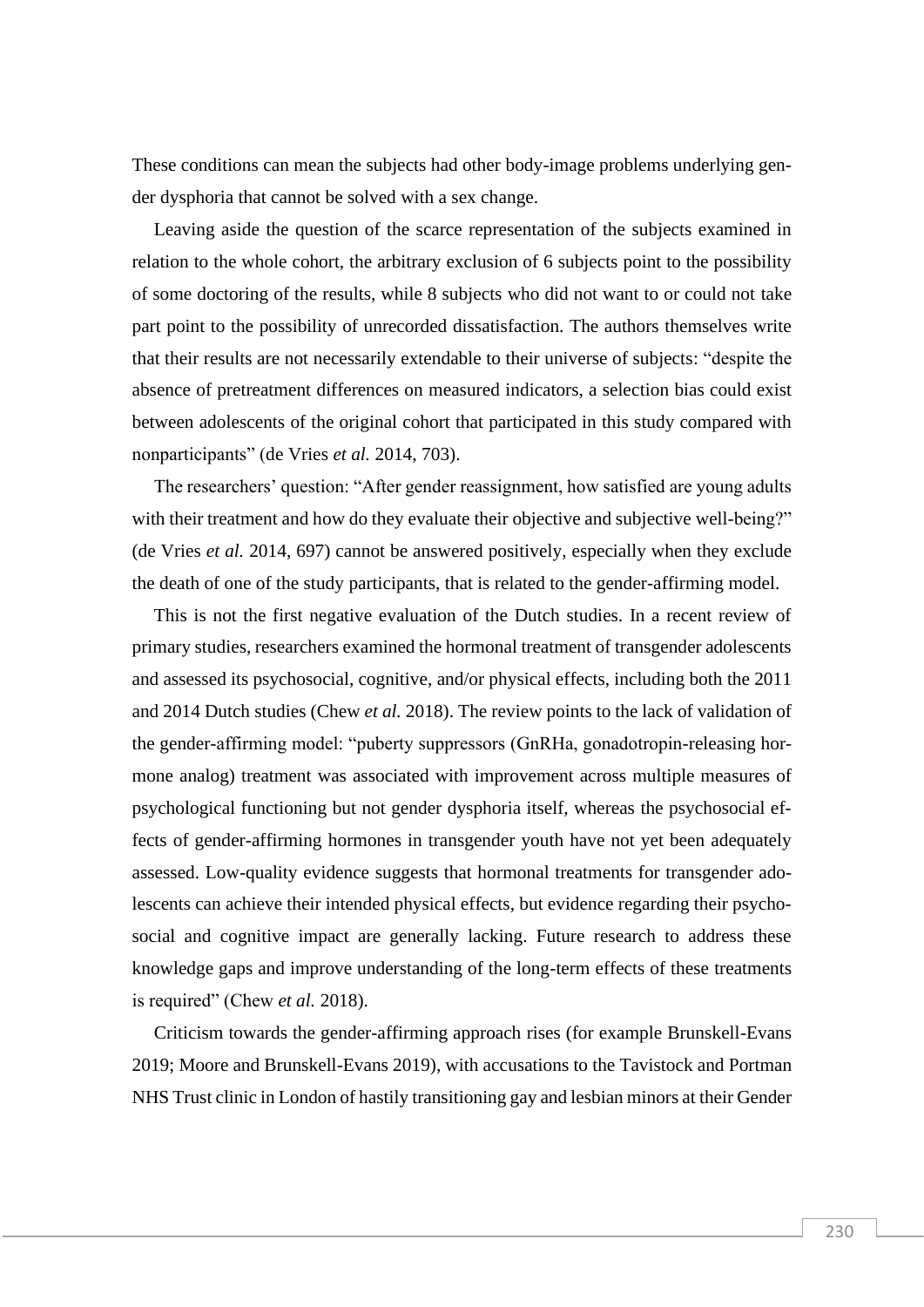These conditions can mean the subjects had other body-image problems underlying gender dysphoria that cannot be solved with a sex change.

Leaving aside the question of the scarce representation of the subjects examined in relation to the whole cohort, the arbitrary exclusion of 6 subjects point to the possibility of some doctoring of the results, while 8 subjects who did not want to or could not take part point to the possibility of unrecorded dissatisfaction. The authors themselves write that their results are not necessarily extendable to their universe of subjects: "despite the absence of pretreatment differences on measured indicators, a selection bias could exist between adolescents of the original cohort that participated in this study compared with nonparticipants" (de Vries *et al.* 2014, 703).

The researchers' question: "After gender reassignment, how satisfied are young adults with their treatment and how do they evaluate their objective and subjective well-being?" (de Vries *et al.* 2014, 697) cannot be answered positively, especially when they exclude the death of one of the study participants, that is related to the gender-affirming model.

This is not the first negative evaluation of the Dutch studies. In a recent review of primary studies, researchers examined the hormonal treatment of transgender adolescents and assessed its psychosocial, cognitive, and/or physical effects, including both the 2011 and 2014 Dutch studies (Chew *et al.* 2018). The review points to the lack of validation of the gender-affirming model: "puberty suppressors (GnRHa, gonadotropin-releasing hormone analog) treatment was associated with improvement across multiple measures of psychological functioning but not gender dysphoria itself, whereas the psychosocial effects of gender-affirming hormones in transgender youth have not yet been adequately assessed. Low-quality evidence suggests that hormonal treatments for transgender adolescents can achieve their intended physical effects, but evidence regarding their psychosocial and cognitive impact are generally lacking. Future research to address these knowledge gaps and improve understanding of the long-term effects of these treatments is required" (Chew *et al.* 2018).

Criticism towards the gender-affirming approach rises (for example Brunskell-Evans 2019; Moore and Brunskell-Evans 2019), with accusations to the Tavistock and Portman NHS Trust clinic in London of hastily transitioning gay and lesbian minors at their Gender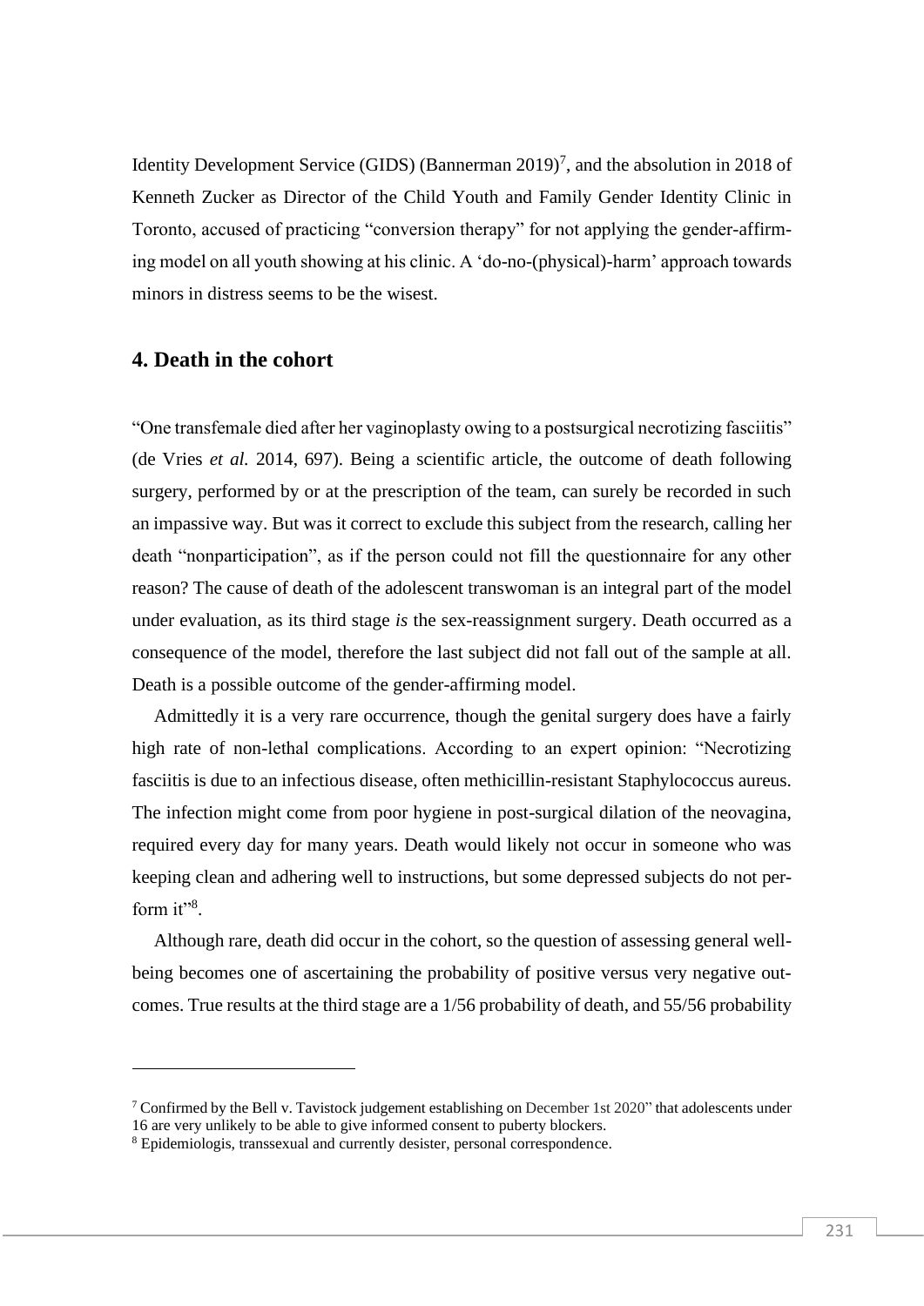Identity Development Service (GIDS) (Bannerman 2019)[7], and the absolution in 2018 of Kenneth Zucker as Director of the Child Youth and Family Gender Identity Clinic in Toronto, accused of practicing "conversion therapy" for not applying the gender-affirming model on all youth showing at his clinic. A 'do-no-(physical)-harm' approach towards minors in distress seems to be the wisest.

## 4. Death in the cohort

"One transfemale died after her vaginoplasty owing to a postsurgical necrotizing fasciitis" (de Vries *et al.* 2014, 697). Being a scientific article, the outcome of death following surgery, performed by or at the prescription of the team, can surely be recorded in such an impassive way. But was it correct to exclude this subject from the research, calling her death "nonparticipation", as if the person could not fill the questionnaire for any other reason? The cause of death of the adolescent transwoman is an integral part of the model under evaluation, as its third stage *is* the sex-reassignment surgery. Death occurred as a consequence of the model, therefore the last subject did not fall out of the sample at all. Death is a possible outcome of the gender-affirming model.

Admittedly it is a very rare occurrence, though the genital surgery does have a fairly high rate of non-lethal complications. According to an expert opinion: "Necrotizing fasciitis is due to an infectious disease, often methicillin-resistant Staphylococcus aureus. The infection might come from poor hygiene in post-surgical dilation of the neovagina, required every day for many years. Death would likely not occur in someone who was keeping clean and adhering well to instructions, but some depressed subjects do not perform it"[8].

Although rare, death did occur in the cohort, so the question of assessing general well-being becomes one of ascertaining the probability of positive versus very negative outcomes. True results at the third stage are a 1/56 probability of death, and 55/56 probability

---

[7] Confirmed by the Bell v. Tavistock judgement establishing on December 1st 2020" that adolescents under 16 are very unlikely to be able to give informed consent to puberty blockers.

[8] Epidemiologis, transsexual and currently desister, personal correspondence.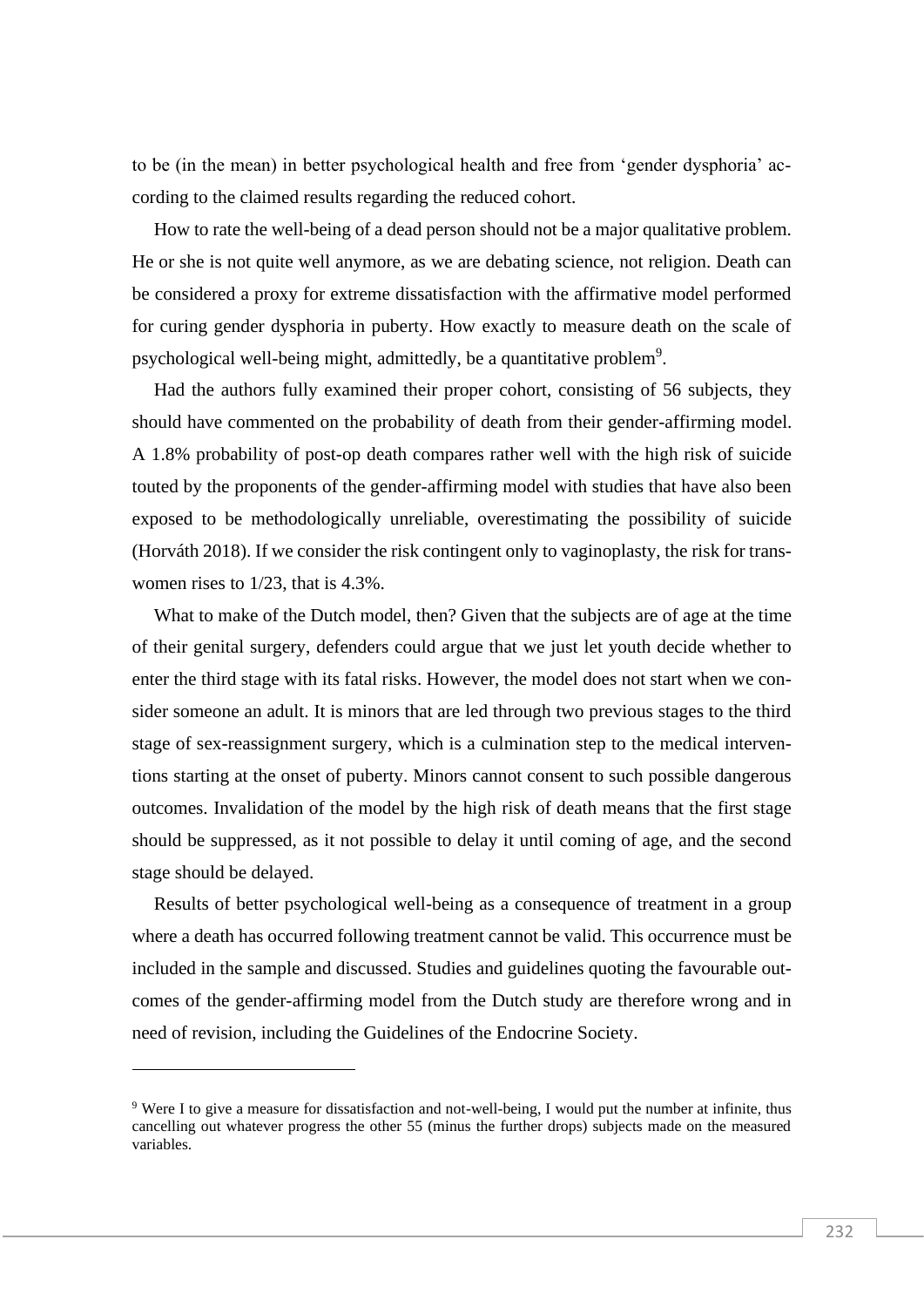to be (in the mean) in better psychological health and free from 'gender dysphoria' according to the claimed results regarding the reduced cohort.

How to rate the well-being of a dead person should not be a major qualitative problem. He or she is not quite well anymore, as we are debating science, not religion. Death can be considered a proxy for extreme dissatisfaction with the affirmative model performed for curing gender dysphoria in puberty. How exactly to measure death on the scale of psychological well-being might, admittedly, be a quantitative problem[9].

Had the authors fully examined their proper cohort, consisting of 56 subjects, they should have commented on the probability of death from their gender-affirming model. A 1.8% probability of post-op death compares rather well with the high risk of suicide touted by the proponents of the gender-affirming model with studies that have also been exposed to be methodologically unreliable, overestimating the possibility of suicide (Horváth 2018). If we consider the risk contingent only to vaginoplasty, the risk for transwomen rises to 1/23, that is 4.3%.

What to make of the Dutch model, then? Given that the subjects are of age at the time of their genital surgery, defenders could argue that we just let youth decide whether to enter the third stage with its fatal risks. However, the model does not start when we consider someone an adult. It is minors that are led through two previous stages to the third stage of sex-reassignment surgery, which is a culmination step to the medical interventions starting at the onset of puberty. Minors cannot consent to such possible dangerous outcomes. Invalidation of the model by the high risk of death means that the first stage should be suppressed, as it not possible to delay it until coming of age, and the second stage should be delayed.

Results of better psychological well-being as a consequence of treatment in a group where a death has occurred following treatment cannot be valid. This occurrence must be included in the sample and discussed. Studies and guidelines quoting the favourable outcomes of the gender-affirming model from the Dutch study are therefore wrong and in need of revision, including the Guidelines of the Endocrine Society.

---

[9] Were I to give a measure for dissatisfaction and not-well-being, I would put the number at infinite, thus cancelling out whatever progress the other 55 (minus the further drops) subjects made on the measured variables.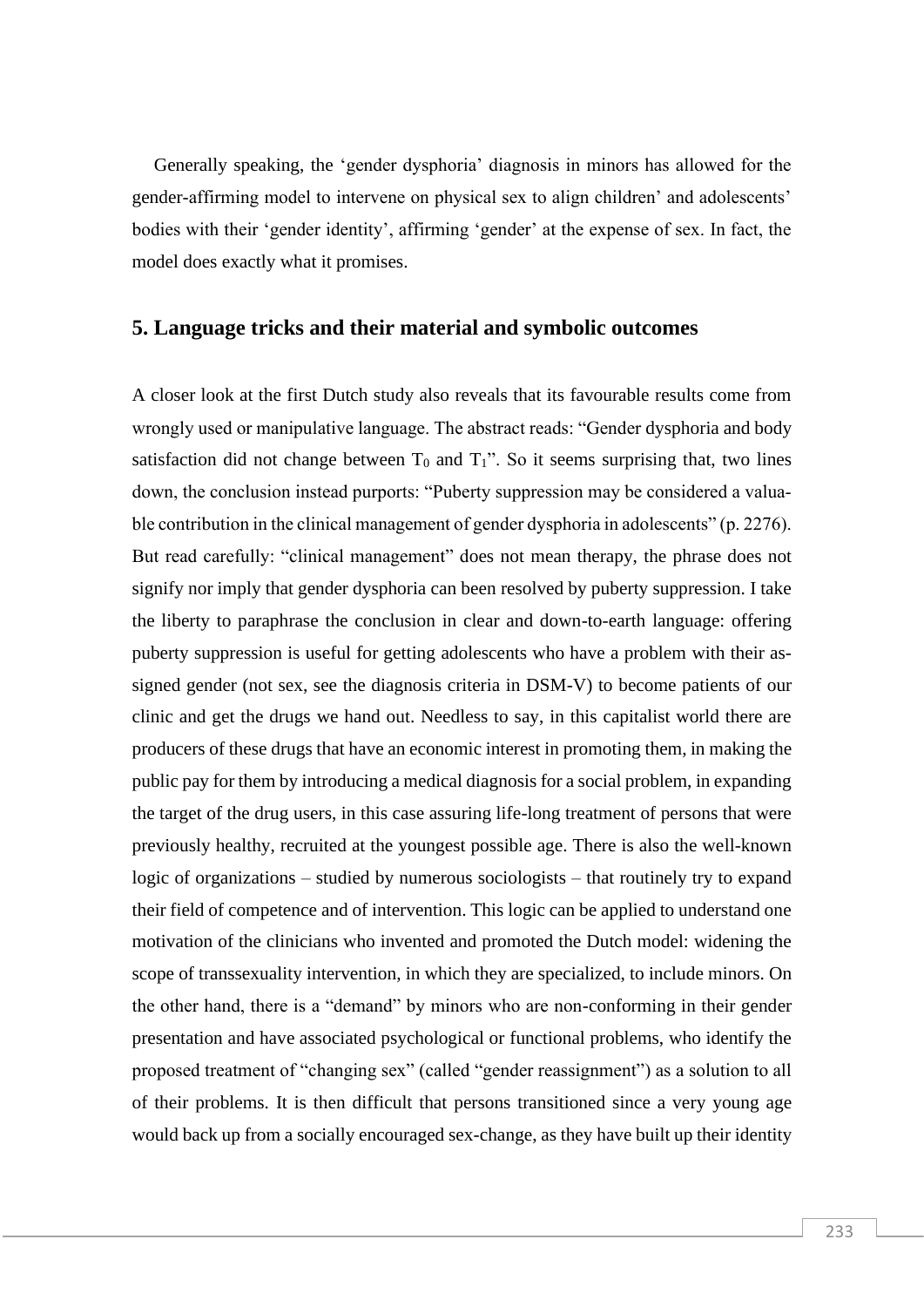Generally speaking, the 'gender dysphoria' diagnosis in minors has allowed for the gender-affirming model to intervene on physical sex to align children' and adolescents' bodies with their 'gender identity', affirming 'gender' at the expense of sex. In fact, the model does exactly what it promises.

## 5. Language tricks and their material and symbolic outcomes

A closer look at the first Dutch study also reveals that its favourable results come from wrongly used or manipulative language. The abstract reads: "Gender dysphoria and body satisfaction did not change between $T_0$ and $T_1$". So it seems surprising that, two lines down, the conclusion instead purports: "Puberty suppression may be considered a valuable contribution in the clinical management of gender dysphoria in adolescents" (p. 2276). But read carefully: "clinical management" does not mean therapy, the phrase does not signify nor imply that gender dysphoria can been resolved by puberty suppression. I take the liberty to paraphrase the conclusion in clear and down-to-earth language: offering puberty suppression is useful for getting adolescents who have a problem with their assigned gender (not sex, see the diagnosis criteria in DSM-V) to become patients of our clinic and get the drugs we hand out. Needless to say, in this capitalist world there are producers of these drugs that have an economic interest in promoting them, in making the public pay for them by introducing a medical diagnosis for a social problem, in expanding the target of the drug users, in this case assuring life-long treatment of persons that were previously healthy, recruited at the youngest possible age. There is also the well-known logic of organizations – studied by numerous sociologists – that routinely try to expand their field of competence and of intervention. This logic can be applied to understand one motivation of the clinicians who invented and promoted the Dutch model: widening the scope of transsexuality intervention, in which they are specialized, to include minors. On the other hand, there is a "demand" by minors who are non-conforming in their gender presentation and have associated psychological or functional problems, who identify the proposed treatment of "changing sex" (called "gender reassignment") as a solution to all of their problems. It is then difficult that persons transitioned since a very young age would back up from a socially encouraged sex-change, as they have built up their identity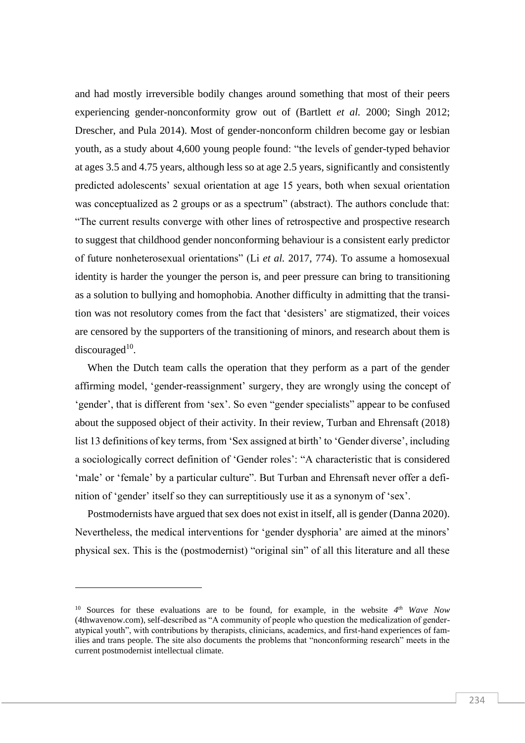and had mostly irreversible bodily changes around something that most of their peers experiencing gender-nonconformity grow out of (Bartlett *et al.* 2000; Singh 2012; Drescher, and Pula 2014). Most of gender-nonconform children become gay or lesbian youth, as a study about 4,600 young people found: "the levels of gender-typed behavior at ages 3.5 and 4.75 years, although less so at age 2.5 years, significantly and consistently predicted adolescents' sexual orientation at age 15 years, both when sexual orientation was conceptualized as 2 groups or as a spectrum" (abstract). The authors conclude that: "The current results converge with other lines of retrospective and prospective research to suggest that childhood gender nonconforming behaviour is a consistent early predictor of future nonheterosexual orientations" (Li *et al.* 2017, 774). To assume a homosexual identity is harder the younger the person is, and peer pressure can bring to transitioning as a solution to bullying and homophobia. Another difficulty in admitting that the transition was not resolutory comes from the fact that 'desisters' are stigmatized, their voices are censored by the supporters of the transitioning of minors, and research about them is discouraged[10].

When the Dutch team calls the operation that they perform as a part of the gender affirming model, 'gender-reassignment' surgery, they are wrongly using the concept of 'gender', that is different from 'sex'. So even "gender specialists" appear to be confused about the supposed object of their activity. In their review, Turban and Ehrensaft (2018) list 13 definitions of key terms, from 'Sex assigned at birth' to 'Gender diverse', including a sociologically correct definition of 'Gender roles': "A characteristic that is considered 'male' or 'female' by a particular culture". But Turban and Ehrensaft never offer a definition of 'gender' itself so they can surreptitiously use it as a synonym of 'sex'.

Postmodernists have argued that sex does not exist in itself, all is gender (Danna 2020). Nevertheless, the medical interventions for 'gender dysphoria' are aimed at the minors' physical sex. This is the (postmodernist) "original sin" of all this literature and all these

---

[10] Sources for these evaluations are to be found, for example, in the website *4th Wave Now* (4thwavenow.com), self-described as "A community of people who question the medicalization of gender-atypical youth", with contributions by therapists, clinicians, academics, and first-hand experiences of families and trans people. The site also documents the problems that "nonconforming research" meets in the current postmodernist intellectual climate.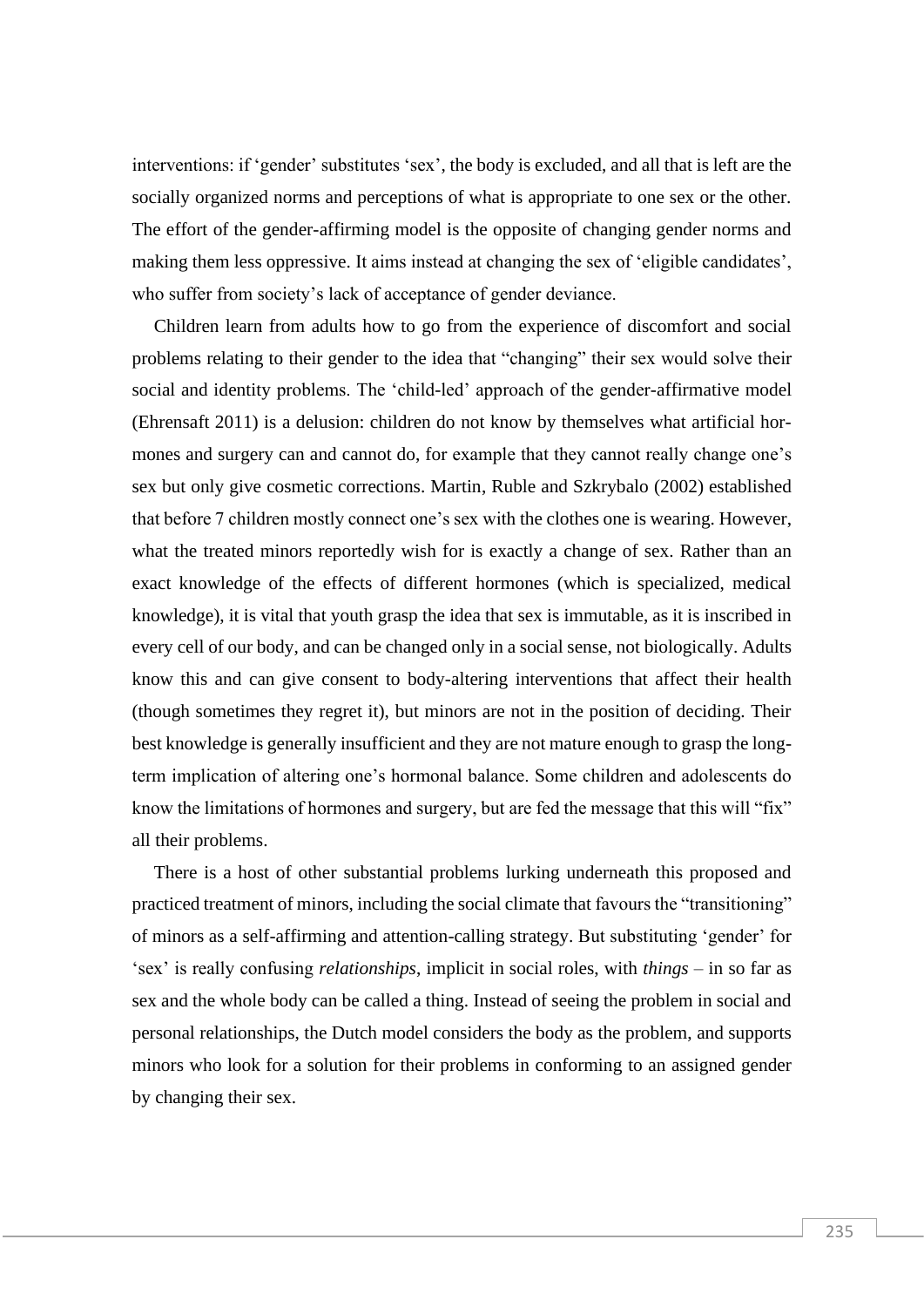interventions: if 'gender' substitutes 'sex', the body is excluded, and all that is left are the socially organized norms and perceptions of what is appropriate to one sex or the other. The effort of the gender-affirming model is the opposite of changing gender norms and making them less oppressive. It aims instead at changing the sex of 'eligible candidates', who suffer from society's lack of acceptance of gender deviance.

Children learn from adults how to go from the experience of discomfort and social problems relating to their gender to the idea that "changing" their sex would solve their social and identity problems. The 'child-led' approach of the gender-affirmative model (Ehrensaft 2011) is a delusion: children do not know by themselves what artificial hormones and surgery can and cannot do, for example that they cannot really change one's sex but only give cosmetic corrections. Martin, Ruble and Szkrybalo (2002) established that before 7 children mostly connect one's sex with the clothes one is wearing. However, what the treated minors reportedly wish for is exactly a change of sex. Rather than an exact knowledge of the effects of different hormones (which is specialized, medical knowledge), it is vital that youth grasp the idea that sex is immutable, as it is inscribed in every cell of our body, and can be changed only in a social sense, not biologically. Adults know this and can give consent to body-altering interventions that affect their health (though sometimes they regret it), but minors are not in the position of deciding. Their best knowledge is generally insufficient and they are not mature enough to grasp the long-term implication of altering one's hormonal balance. Some children and adolescents do know the limitations of hormones and surgery, but are fed the message that this will "fix" all their problems.

There is a host of other substantial problems lurking underneath this proposed and practiced treatment of minors, including the social climate that favours the "transitioning" of minors as a self-affirming and attention-calling strategy. But substituting 'gender' for 'sex' is really confusing *relationships*, implicit in social roles, with *things* – in so far as sex and the whole body can be called a thing. Instead of seeing the problem in social and personal relationships, the Dutch model considers the body as the problem, and supports minors who look for a solution for their problems in conforming to an assigned gender by changing their sex.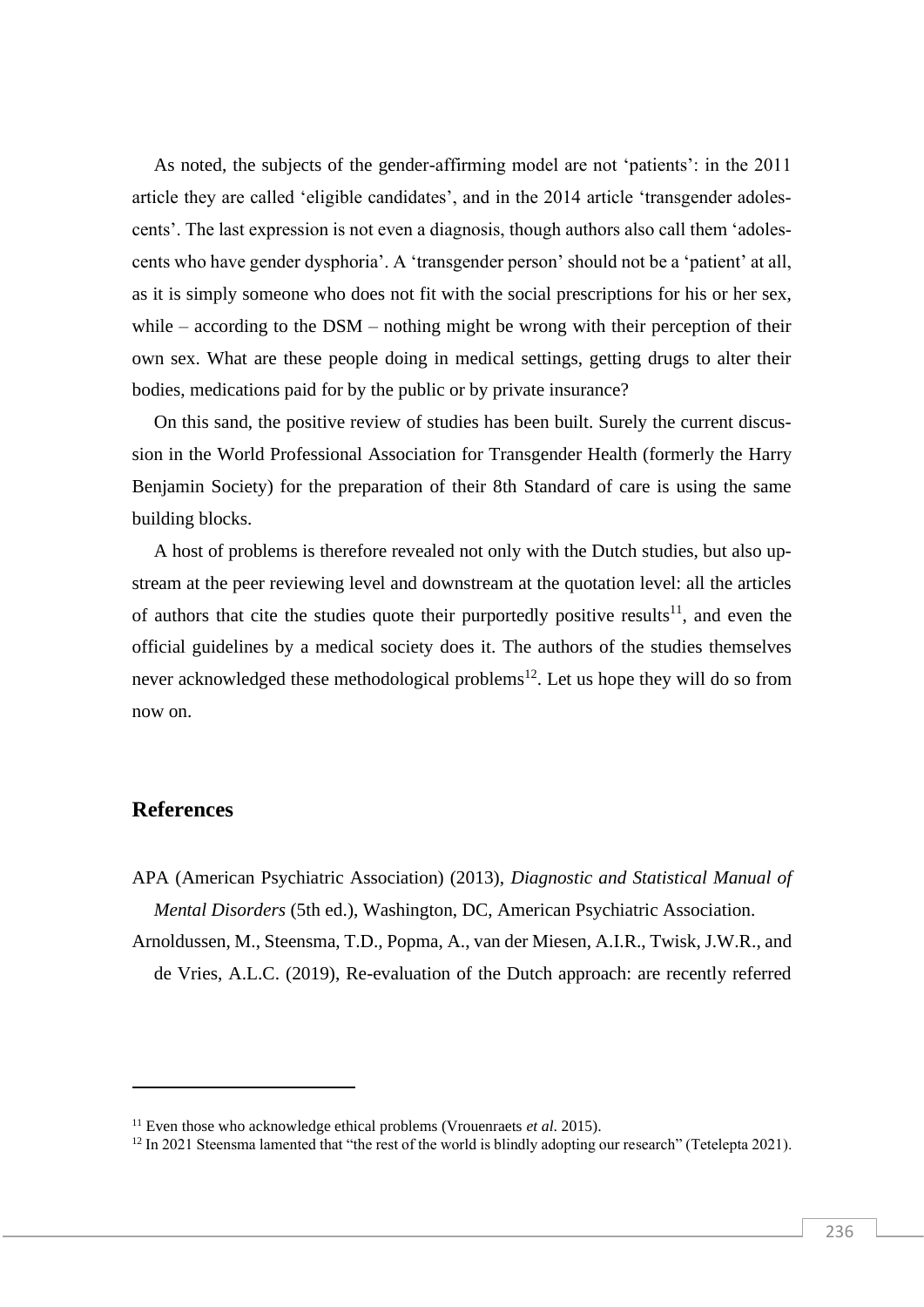As noted, the subjects of the gender-affirming model are not 'patients': in the 2011 article they are called 'eligible candidates', and in the 2014 article 'transgender adolescents'. The last expression is not even a diagnosis, though authors also call them 'adolescents who have gender dysphoria'. A 'transgender person' should not be a 'patient' at all, as it is simply someone who does not fit with the social prescriptions for his or her sex, while – according to the DSM – nothing might be wrong with their perception of their own sex. What are these people doing in medical settings, getting drugs to alter their bodies, medications paid for by the public or by private insurance?

On this sand, the positive review of studies has been built. Surely the current discussion in the World Professional Association for Transgender Health (formerly the Harry Benjamin Society) for the preparation of their 8th Standard of care is using the same building blocks.

A host of problems is therefore revealed not only with the Dutch studies, but also upstream at the peer reviewing level and downstream at the quotation level: all the articles of authors that cite the studies quote their purportedly positive results[11], and even the official guidelines by a medical society does it. The authors of the studies themselves never acknowledged these methodological problems[12]. Let us hope they will do so from now on.

## References

APA (American Psychiatric Association) (2013), *Diagnostic and Statistical Manual of Mental Disorders* (5th ed.), Washington, DC, American Psychiatric Association.

Arnoldussen, M., Steensma, T.D., Popma, A., van der Miesen, A.I.R., Twisk, J.W.R., and de Vries, A.L.C. (2019), Re-evaluation of the Dutch approach: are recently referred

---

[11] Even those who acknowledge ethical problems (Vrouenraets *et al*. 2015).

[12] In 2021 Steensma lamented that "the rest of the world is blindly adopting our research" (Tetelepta 2021).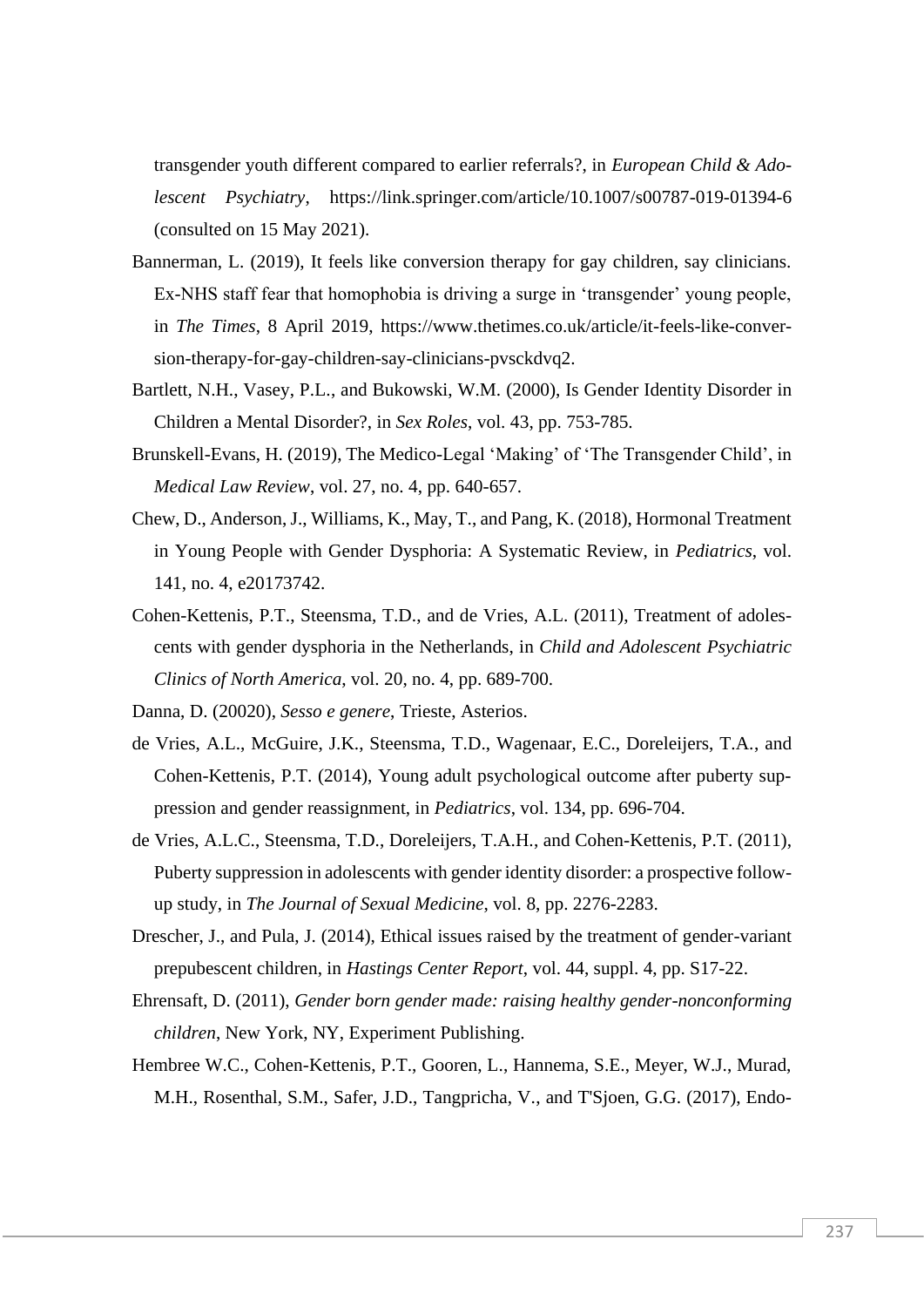transgender youth different compared to earlier referrals?, in *European Child & Adolescent Psychiatry*, https://link.springer.com/article/10.1007/s00787-019-01394-6 (consulted on 15 May 2021).

Bannerman, L. (2019), It feels like conversion therapy for gay children, say clinicians. Ex-NHS staff fear that homophobia is driving a surge in 'transgender' young people, in *The Times*, 8 April 2019, https://www.thetimes.co.uk/article/it-feels-like-conversion-therapy-for-gay-children-say-clinicians-pvsckdvq2.

Bartlett, N.H., Vasey, P.L., and Bukowski, W.M. (2000), Is Gender Identity Disorder in Children a Mental Disorder?, in *Sex Roles*, vol. 43, pp. 753-785.

Brunskell-Evans, H. (2019), The Medico-Legal 'Making' of 'The Transgender Child', in *Medical Law Review*, vol. 27, no. 4, pp. 640-657.

Chew, D., Anderson, J., Williams, K., May, T., and Pang, K. (2018), Hormonal Treatment in Young People with Gender Dysphoria: A Systematic Review, in *Pediatrics*, vol. 141, no. 4, e20173742.

Cohen-Kettenis, P.T., Steensma, T.D., and de Vries, A.L. (2011), Treatment of adolescents with gender dysphoria in the Netherlands, in *Child and Adolescent Psychiatric Clinics of North America*, vol. 20, no. 4, pp. 689-700.

Danna, D. (20020), *Sesso e genere*, Trieste, Asterios.

de Vries, A.L., McGuire, J.K., Steensma, T.D., Wagenaar, E.C., Doreleijers, T.A., and Cohen-Kettenis, P.T. (2014), Young adult psychological outcome after puberty suppression and gender reassignment, in *Pediatrics*, vol. 134, pp. 696-704.

de Vries, A.L.C., Steensma, T.D., Doreleijers, T.A.H., and Cohen-Kettenis, P.T. (2011), Puberty suppression in adolescents with gender identity disorder: a prospective follow-up study, in *The Journal of Sexual Medicine*, vol. 8, pp. 2276-2283.

Drescher, J., and Pula, J. (2014), Ethical issues raised by the treatment of gender-variant prepubescent children, in *Hastings Center Report*, vol. 44, suppl. 4, pp. S17-22.

Ehrensaft, D. (2011), *Gender born gender made: raising healthy gender-nonconforming children*, New York, NY, Experiment Publishing.

Hembree W.C., Cohen-Kettenis, P.T., Gooren, L., Hannema, S.E., Meyer, W.J., Murad, M.H., Rosenthal, S.M., Safer, J.D., Tangpricha, V., and T'Sjoen, G.G. (2017), Endo-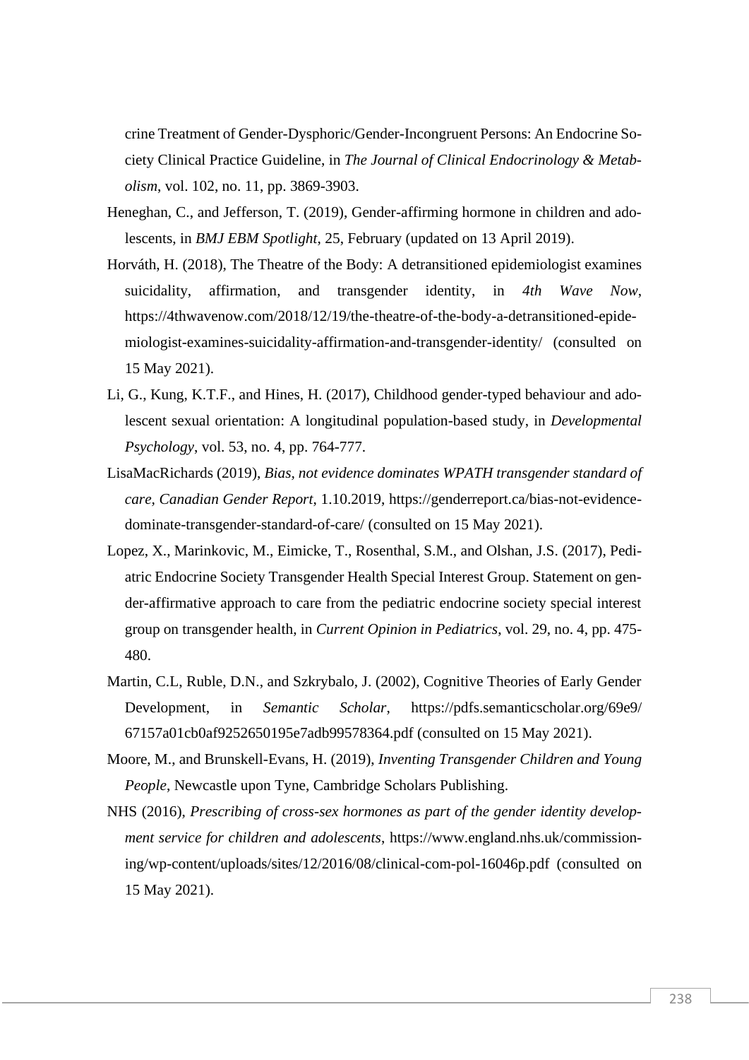crine Treatment of Gender-Dysphoric/Gender-Incongruent Persons: An Endocrine Society Clinical Practice Guideline, in *The Journal of Clinical Endocrinology & Metabolism*, vol. 102, no. 11, pp. 3869-3903.

Heneghan, C., and Jefferson, T. (2019), Gender-affirming hormone in children and adolescents, in *BMJ EBM Spotlight*, 25, February (updated on 13 April 2019).

Horváth, H. (2018), The Theatre of the Body: A detransitioned epidemiologist examines suicidality, affirmation, and transgender identity, in *4th Wave Now*, https://4thwavenow.com/2018/12/19/the-theatre-of-the-body-a-detransitioned-epidemiologist-examines-suicidality-affirmation-and-transgender-identity/ (consulted on 15 May 2021).

Li, G., Kung, K.T.F., and Hines, H. (2017), Childhood gender-typed behaviour and adolescent sexual orientation: A longitudinal population-based study, in *Developmental Psychology*, vol. 53, no. 4, pp. 764-777.

LisaMacRichards (2019), *Bias, not evidence dominates WPATH transgender standard of care, Canadian Gender Report*, 1.10.2019, https://genderreport.ca/bias-not-evidence-dominate-transgender-standard-of-care/ (consulted on 15 May 2021).

Lopez, X., Marinkovic, M., Eimicke, T., Rosenthal, S.M., and Olshan, J.S. (2017), Pediatric Endocrine Society Transgender Health Special Interest Group. Statement on gender-affirmative approach to care from the pediatric endocrine society special interest group on transgender health, in *Current Opinion in Pediatrics*, vol. 29, no. 4, pp. 475-480.

Martin, C.L, Ruble, D.N., and Szkrybalo, J. (2002), Cognitive Theories of Early Gender Development, in *Semantic Scholar*, https://pdfs.semanticscholar.org/69e9/67157a01cb0af9252650195e7adb99578364.pdf (consulted on 15 May 2021).

Moore, M., and Brunskell-Evans, H. (2019), *Inventing Transgender Children and Young People*, Newcastle upon Tyne, Cambridge Scholars Publishing.

NHS (2016), *Prescribing of cross-sex hormones as part of the gender identity development service for children and adolescents*, https://www.england.nhs.uk/commissioning/wp-content/uploads/sites/12/2016/08/clinical-com-pol-16046p.pdf (consulted on 15 May 2021).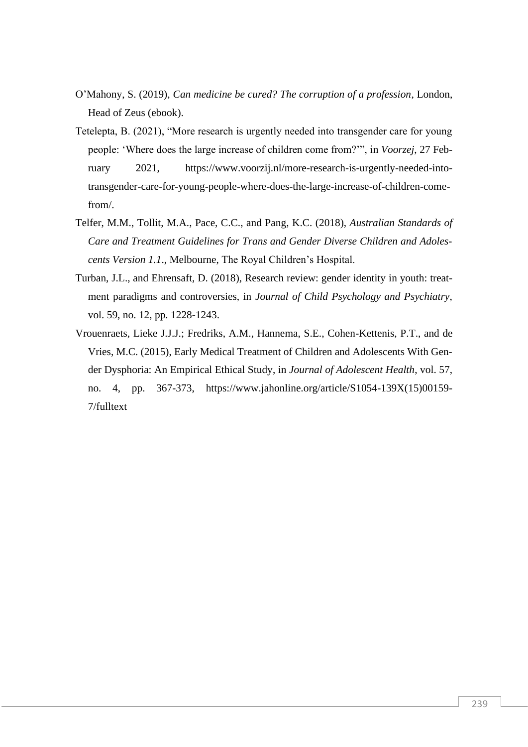O'Mahony, S. (2019), *Can medicine be cured? The corruption of a profession*, London, Head of Zeus (ebook).

Tetelepta, B. (2021), "More research is urgently needed into transgender care for young people: 'Where does the large increase of children come from?'", in *Voorzej*, 27 February 2021, https://www.voorzij.nl/more-research-is-urgently-needed-into-transgender-care-for-young-people-where-does-the-large-increase-of-children-come-from/.

Telfer, M.M., Tollit, M.A., Pace, C.C., and Pang, K.C. (2018), *Australian Standards of Care and Treatment Guidelines for Trans and Gender Diverse Children and Adolescents Version 1.1*., Melbourne, The Royal Children's Hospital.

Turban, J.L., and Ehrensaft, D. (2018), Research review: gender identity in youth: treatment paradigms and controversies, in *Journal of Child Psychology and Psychiatry*, vol. 59, no. 12, pp. 1228-1243.

Vrouenraets, Lieke J.J.J.; Fredriks, A.M., Hannema, S.E., Cohen-Kettenis, P.T., and de Vries, M.C. (2015), Early Medical Treatment of Children and Adolescents With Gender Dysphoria: An Empirical Ethical Study, in *Journal of Adolescent Health*, vol. 57, no. 4, pp. 367-373, https://www.jahonline.org/article/S1054-139X(15)00159-7/fulltext